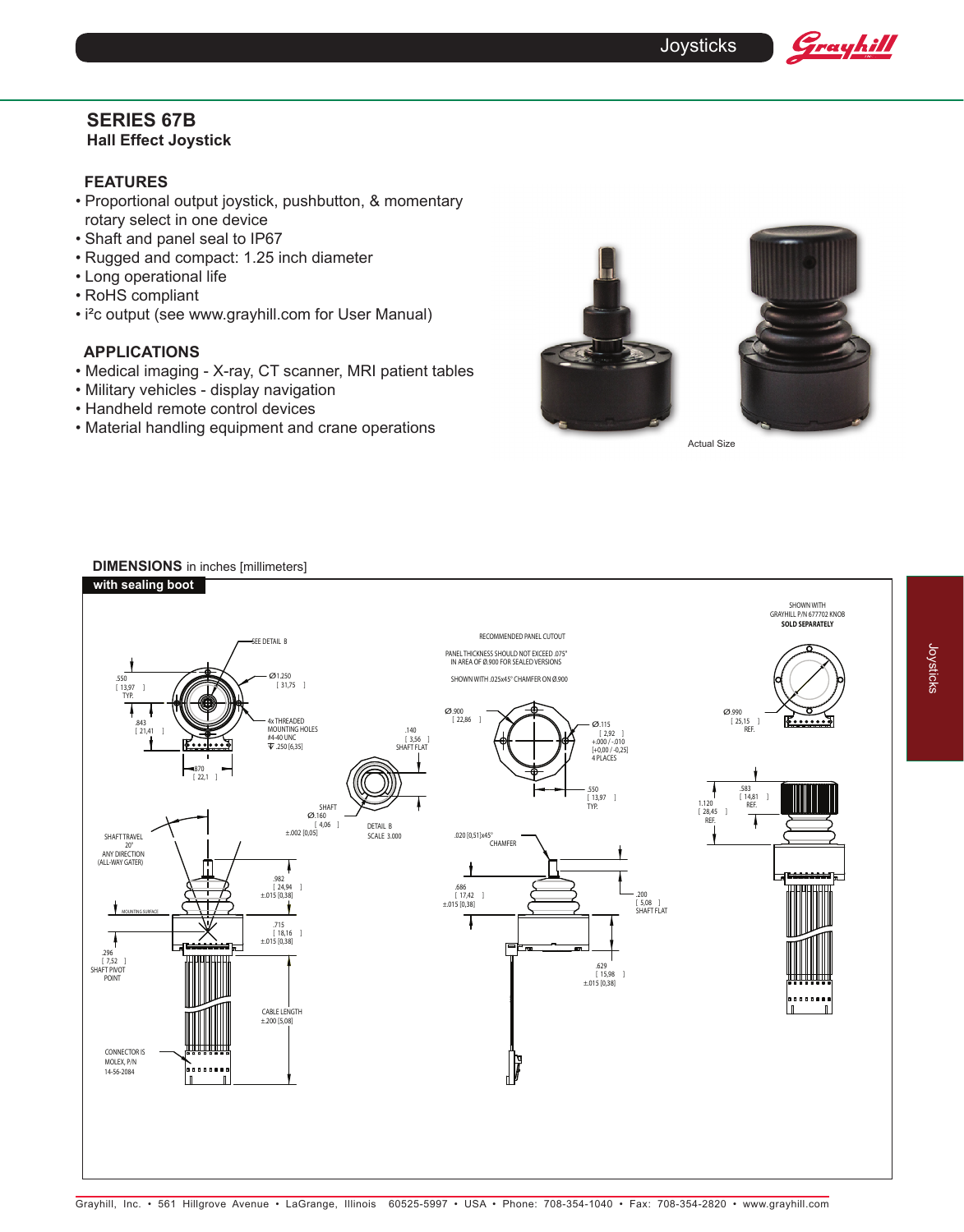# SERIES 67B

## Hall Effect Joystick

### FEATURES

- Proportional output joystick, pushbutton, & momentary rotary select in one device
- Shaft and panel seal to IP67
- Rugged and compact: 1.25 inch diameter
- Long operational life
- RoHS compliant
- i²c output (see www.grayhill.com for User Manual)

### APPLICATIONS

- Medical imaging - X-ray, CT scanner, MRI patient tables
- Military vehicles - display navigation
- Handheld remote control devices
- Material handling equipment and crane operations

Actual Size

### DIMENSIONS in inches [millimeters]

**with sealing boot**

SEE DETAIL B

.550 [ 13,97 ] TYP.

Ø1.250 [ 31,75 ]

.843 [ 21,41 ]

4x THREADED MOUNTING HOLES #4-40 UNC ⊽ .250 [6,35]

.870 [ 22,1 ]

.140 [ 3,56 ] SHAFT FLAT

SHAFT Ø.160 [ 4,06 ] ±.002 [0,05]

DETAIL B SCALE 3.000

SHAFT TRAVEL 20° ANY DIRECTION (ALL-WAY GATER)

MOUNTING SURFACE

.982 [ 24,94 ] ±.015 [0,38]

.715 [ 18,16 ] ±.015 [0,38]

.296 [ 7,52 ] SHAFT PIVOT POINT

CABLE LENGTH ±.200 [5,08]

CONNECTOR IS MOLEX, P/N 14-56-2084

RECOMMENDED PANEL CUTOUT

PANEL THICKNESS SHOULD NOT EXCEED .075" IN AREA OF Ø.900 FOR SEALED VERSIONS

SHOWN WITH .025x45° CHAMFER ON Ø.900

Ø.900 [ 22,86 ]

Ø.115 [ 2,92 ] +.000 / -.010 [+0,00 / -0,25] 4 PLACES

.550 [ 13,97 ] TYP.

.020 [0,51]x45° CHAMFER

.686 [ 17,42 ] ±.015 [0,38]

.200 [ 5,08 ] SHAFT FLAT

.629 [ 15,98 ] ±.015 [0,38]

SHOWN WITH GRAYHILL P/N 677702 KNOB **SOLD SEPARATELY**

Ø.990 [ 25,15 ] REF.

.583 [ 14,81 ] REF.

1.120 [ 28,45 ] REF.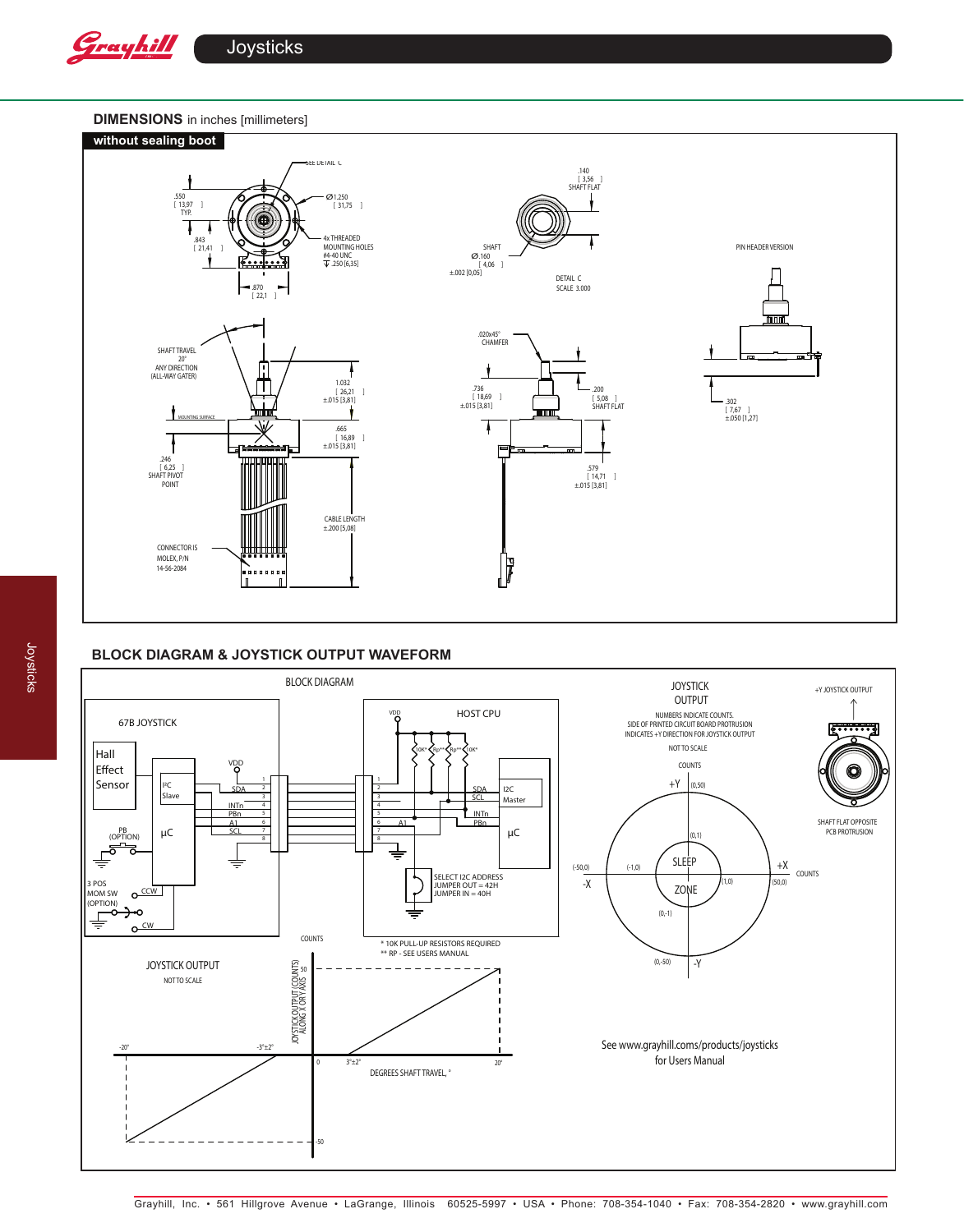## DIMENSIONS in inches [millimeters]

**without sealing boot**

SEE DETAIL C

.550 [ 13,97 ] TYP.

Ø1.250 [ 31,75 ]

.843 [ 21,41 ]

4x THREADED MOUNTING HOLES #4-40 UNC ⊽ .250 [6,35]

.870 [ 22,1 ]

.140 [ 3,56 ] SHAFT FLAT

SHAFT Ø.160 [ 4,06 ] ±.002 [0,05]

DETAIL C SCALE 3.000

PIN HEADER VERSION

SHAFT TRAVEL 20° ANY DIRECTION (ALL-WAY GATER)

MOUNTING SURFACE

1.032 [ 26,21 ] ±.015 [3,81]

.665 [ 16,89 ] ±.015 [3,81]

.246 [ 6,25 ] SHAFT PIVOT POINT

CABLE LENGTH ±.200 [5,08]

CONNECTOR IS MOLEX, P/N 14-56-2084

.020x45° CHAMFER

.736 [ 18,69 ] ±.015 [3,81]

.200 [ 5,08 ] SHAFT FLAT

.579 [ 14,71 ] ±.015 [3,81]

.302 [ 7,67 ] ±.050 [1,27]

## BLOCK DIAGRAM & JOYSTICK OUTPUT WAVEFORM

BLOCK DIAGRAM

67B JOYSTICK: Hall Effect Sensor; I²C Slave; µC; VDD; SDA, INTn, PBn, A1, SCL (pins 1–8); PB (OPTION); 3 POS MOM SW (OPTION) CCW / CW

HOST CPU: VDD; 10K*, Rp**, Rp**, 10K*; SDA, SCL, INTn, PBn, A1 (pins 1–8); I2C Master; µC

SELECT I2C ADDRESS
JUMPER OUT = 42H
JUMPER IN = 40H

\* 10K PULL-UP RESISTORS REQUIRED
\*\* RP - SEE USERS MANUAL

JOYSTICK OUTPUT
NOT TO SCALE

COUNTS: 50, -50; JOYSTICK OUTPUT (COUNTS) ALONG X OR Y AXIS

-20°, -3°±2°, 0, 3°±2°, 20°

DEGREES SHAFT TRAVEL, °

JOYSTICK OUTPUT

NUMBERS INDICATE COUNTS.
SIDE OF PRINTED CIRCUIT BOARD PROTRUSION INDICATES +Y DIRECTION FOR JOYSTICK OUTPUT

NOT TO SCALE

COUNTS

+Y (0,50); (0,1); SLEEP ZONE; (-50,0) -X; (-1,0); (1,0); (50,0) +X COUNTS; (0,-1); (0,-50) -Y

+Y JOYSTICK OUTPUT

SHAFT FLAT OPPOSITE PCB PROTRUSION

See www.grayhill.com/products/joysticks for Users Manual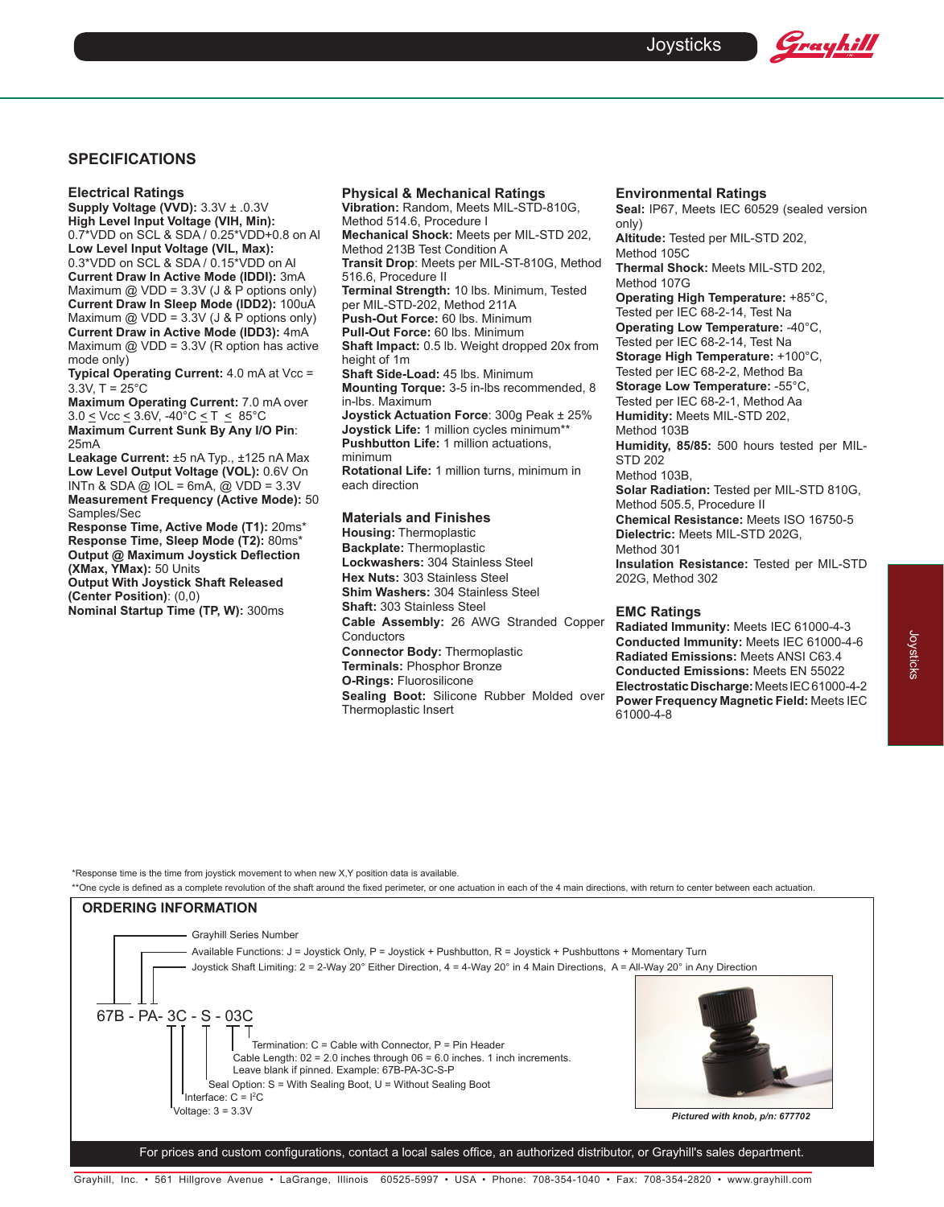## SPECIFICATIONS

### Electrical Ratings

**Supply Voltage (VVD):** 3.3V ± .0.3V
**High Level Input Voltage (VIH, Min):** 0.7*VDD on SCL & SDA / 0.25*VDD+0.8 on AI
**Low Level Input Voltage (VIL, Max):** 0.3*VDD on SCL & SDA / 0.15*VDD on AI
**Current Draw In Active Mode (IDDI):** 3mA Maximum @ VDD = 3.3V (J & P options only)
**Current Draw In Sleep Mode (IDD2):** 100uA Maximum @ VDD = 3.3V (J & P options only)
**Current Draw in Active Mode (IDD3):** 4mA Maximum @ VDD = 3.3V (R option has active mode only)
**Typical Operating Current:** 4.0 mA at Vcc = 3.3V, T = 25°C
**Maximum Operating Current:** 7.0 mA over 3.0 < Vcc < 3.6V, -40°C < T < 85°C
**Maximum Current Sunk By Any I/O Pin**: 25mA
**Leakage Current:** ±5 nA Typ., ±125 nA Max
**Low Level Output Voltage (VOL):** 0.6V On INTn & SDA @ IOL = 6mA, @ VDD = 3.3V
**Measurement Frequency (Active Mode):** 50 Samples/Sec
**Response Time, Active Mode (T1):** 20ms*
**Response Time, Sleep Mode (T2):** 80ms*
**Output @ Maximum Joystick Deflection (XMax, YMax):** 50 Units
**Output With Joystick Shaft Released (Center Position)**: (0,0)
**Nominal Startup Time (TP, W):** 300ms

### Physical & Mechanical Ratings

**Vibration:** Random, Meets MIL-STD-810G, Method 514.6, Procedure I
**Mechanical Shock:** Meets per MIL-STD 202, Method 213B Test Condition A
**Transit Drop**: Meets per MIL-ST-810G, Method 516.6, Procedure II
**Terminal Strength:** 10 lbs. Minimum, Tested per MIL-STD-202, Method 211A
**Push-Out Force:** 60 lbs. Minimum
**Pull-Out Force:** 60 lbs. Minimum
**Shaft Impact:** 0.5 lb. Weight dropped 20x from height of 1m
**Shaft Side-Load:** 45 lbs. Minimum
**Mounting Torque:** 3-5 in-lbs recommended, 8 in-lbs. Maximum
**Joystick Actuation Force**: 300g Peak ± 25%
**Joystick Life:** 1 million cycles minimum**
**Pushbutton Life:** 1 million actuations, minimum
**Rotational Life:** 1 million turns, minimum in each direction

### Materials and Finishes

**Housing:** Thermoplastic
**Backplate:** Thermoplastic
**Lockwashers:** 304 Stainless Steel
**Hex Nuts:** 303 Stainless Steel
**Shim Washers:** 304 Stainless Steel
**Shaft:** 303 Stainless Steel
**Cable Assembly:** 26 AWG Stranded Copper Conductors
**Connector Body:** Thermoplastic
**Terminals:** Phosphor Bronze
**O-Rings:** Fluorosilicone
**Sealing Boot:** Silicone Rubber Molded over Thermoplastic Insert

### Environmental Ratings

**Seal:** IP67, Meets IEC 60529 (sealed version only)
**Altitude:** Tested per MIL-STD 202, Method 105C
**Thermal Shock:** Meets MIL-STD 202, Method 107G
**Operating High Temperature:** +85°C, Tested per IEC 68-2-14, Test Na
**Operating Low Temperature:** -40°C, Tested per IEC 68-2-14, Test Na
**Storage High Temperature:** +100°C, Tested per IEC 68-2-2, Method Ba
**Storage Low Temperature:** -55°C, Tested per IEC 68-2-1, Method Aa
**Humidity:** Meets MIL-STD 202, Method 103B
**Humidity, 85/85:** 500 hours tested per MIL-STD 202 Method 103B,
**Solar Radiation:** Tested per MIL-STD 810G, Method 505.5, Procedure II
**Chemical Resistance:** Meets ISO 16750-5
**Dielectric:** Meets MIL-STD 202G, Method 301
**Insulation Resistance:** Tested per MIL-STD 202G, Method 302

### EMC Ratings

**Radiated Immunity:** Meets IEC 61000-4-3
**Conducted Immunity:** Meets IEC 61000-4-6
**Radiated Emissions:** Meets ANSI C63.4
**Conducted Emissions:** Meets EN 55022
**Electrostatic Discharge:** Meets IEC 61000-4-2
**Power Frequency Magnetic Field:** Meets IEC 61000-4-8

*Response time is the time from joystick movement to when new X,Y position data is available.

**One cycle is defined as a complete revolution of the shaft around the fixed perimeter, or one actuation in each of the 4 main directions, with return to center between each actuation.

## ORDERING INFORMATION

67B - PA- 3C - S - 03C

- Grayhill Series Number
- Available Functions: J = Joystick Only, P = Joystick + Pushbutton, R = Joystick + Pushbuttons + Momentary Turn
- Joystick Shaft Limiting: 2 = 2-Way 20° Either Direction, 4 = 4-Way 20° in 4 Main Directions, A = All-Way 20° in Any Direction
- Voltage: 3 = 3.3V
- Interface: C = I²C
- Seal Option: S = With Sealing Boot, U = Without Sealing Boot
- Cable Length: 02 = 2.0 inches through 06 = 6.0 inches. 1 inch increments. Leave blank if pinned. Example: 67B-PA-3C-S-P
- Termination: C = Cable with Connector, P = Pin Header

*Pictured with knob, p/n: 677702*

For prices and custom configurations, contact a local sales office, an authorized distributor, or Grayhill's sales department.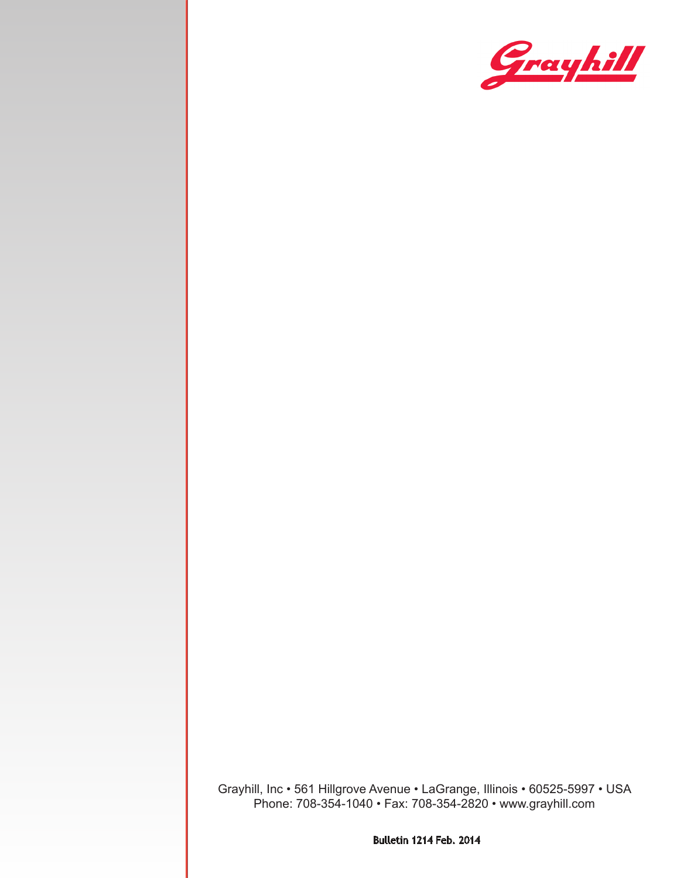Grayhill

Grayhill, Inc • 561 Hillgrove Avenue • LaGrange, Illinois • 60525-5997 • USA
Phone: 708-354-1040 • Fax: 708-354-2820 • www.grayhill.com

Bulletin 1214 Feb. 2014